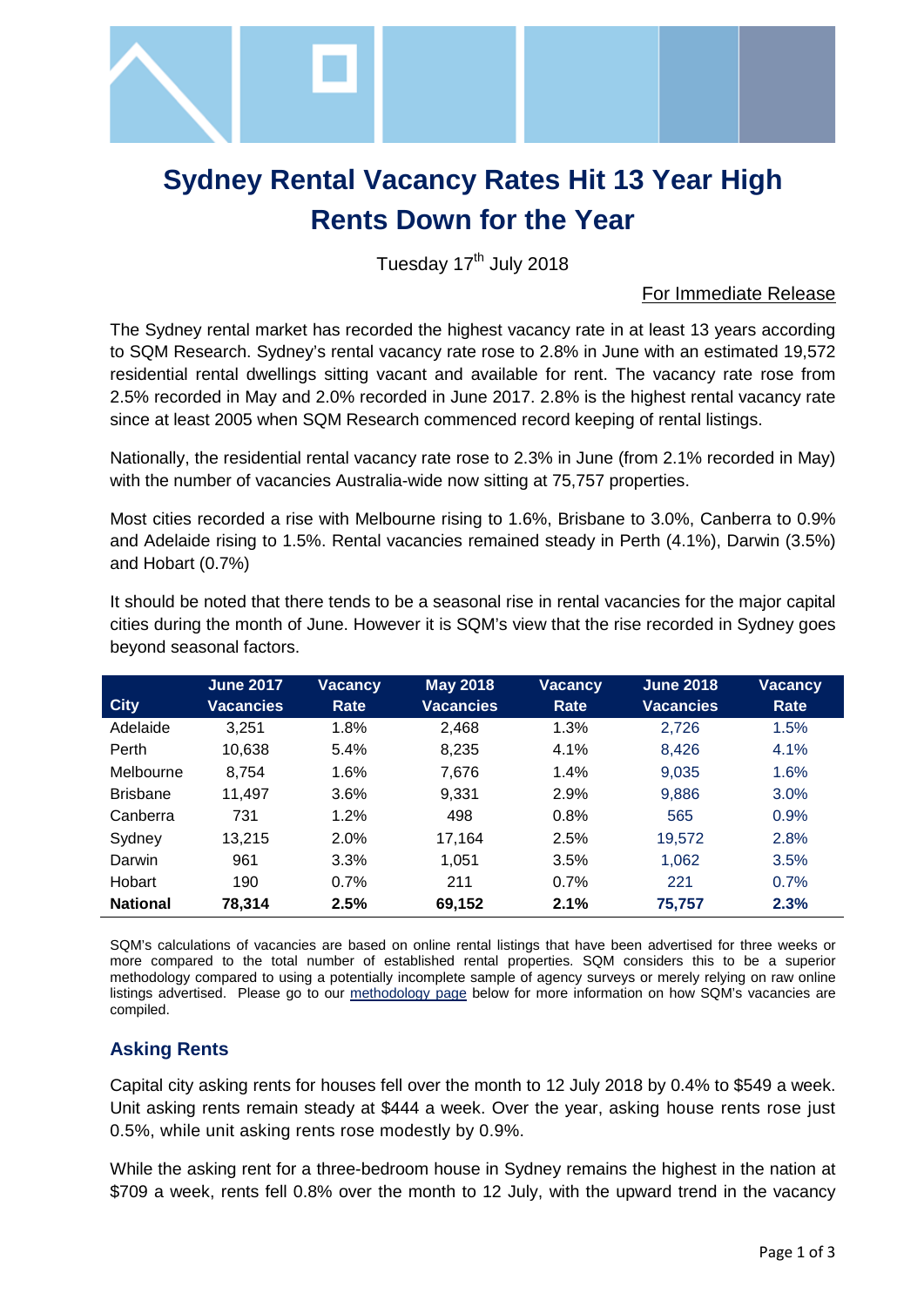# Sydney Rental Vacancy Rates Hit 13 Year High
# Rents Down for the Year

Tuesday 17th July 2018

For Immediate Release

The Sydney rental market has recorded the highest vacancy rate in at least 13 years according to SQM Research. Sydney's rental vacancy rate rose to 2.8% in June with an estimated 19,572 residential rental dwellings sitting vacant and available for rent. The vacancy rate rose from 2.5% recorded in May and 2.0% recorded in June 2017. 2.8% is the highest rental vacancy rate since at least 2005 when SQM Research commenced record keeping of rental listings.

Nationally, the residential rental vacancy rate rose to 2.3% in June (from 2.1% recorded in May) with the number of vacancies Australia-wide now sitting at 75,757 properties.

Most cities recorded a rise with Melbourne rising to 1.6%, Brisbane to 3.0%, Canberra to 0.9% and Adelaide rising to 1.5%. Rental vacancies remained steady in Perth (4.1%), Darwin (3.5%) and Hobart (0.7%)

It should be noted that there tends to be a seasonal rise in rental vacancies for the major capital cities during the month of June. However it is SQM's view that the rise recorded in Sydney goes beyond seasonal factors.

| City | June 2017 Vacancies | Vacancy Rate | May 2018 Vacancies | Vacancy Rate | June 2018 Vacancies | Vacancy Rate |
|---|---|---|---|---|---|---|
| Adelaide | 3,251 | 1.8% | 2,468 | 1.3% | 2,726 | 1.5% |
| Perth | 10,638 | 5.4% | 8,235 | 4.1% | 8,426 | 4.1% |
| Melbourne | 8,754 | 1.6% | 7,676 | 1.4% | 9,035 | 1.6% |
| Brisbane | 11,497 | 3.6% | 9,331 | 2.9% | 9,886 | 3.0% |
| Canberra | 731 | 1.2% | 498 | 0.8% | 565 | 0.9% |
| Sydney | 13,215 | 2.0% | 17,164 | 2.5% | 19,572 | 2.8% |
| Darwin | 961 | 3.3% | 1,051 | 3.5% | 1,062 | 3.5% |
| Hobart | 190 | 0.7% | 211 | 0.7% | 221 | 0.7% |
| **National** | **78,314** | **2.5%** | **69,152** | **2.1%** | **75,757** | **2.3%** |

SQM's calculations of vacancies are based on online rental listings that have been advertised for three weeks or more compared to the total number of established rental properties. SQM considers this to be a superior methodology compared to using a potentially incomplete sample of agency surveys or merely relying on raw online listings advertised. Please go to our methodology page below for more information on how SQM's vacancies are compiled.

## Asking Rents

Capital city asking rents for houses fell over the month to 12 July 2018 by 0.4% to $549 a week. Unit asking rents remain steady at $444 a week. Over the year, asking house rents rose just 0.5%, while unit asking rents rose modestly by 0.9%.

While the asking rent for a three-bedroom house in Sydney remains the highest in the nation at $709 a week, rents fell 0.8% over the month to 12 July, with the upward trend in the vacancy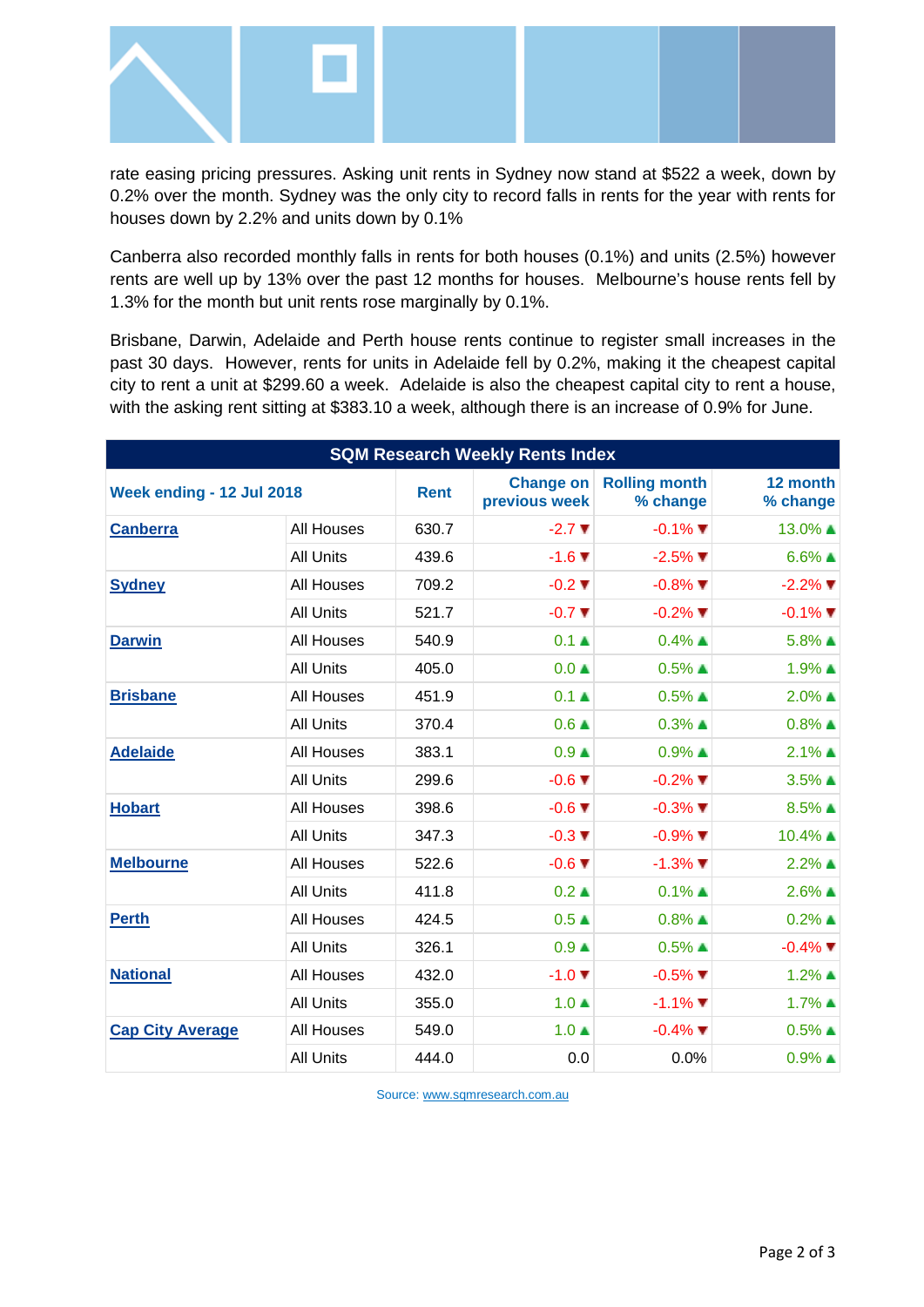rate easing pricing pressures. Asking unit rents in Sydney now stand at $522 a week, down by 0.2% over the month. Sydney was the only city to record falls in rents for the year with rents for houses down by 2.2% and units down by 0.1%

Canberra also recorded monthly falls in rents for both houses (0.1%) and units (2.5%) however rents are well up by 13% over the past 12 months for houses. Melbourne's house rents fell by 1.3% for the month but unit rents rose marginally by 0.1%.

Brisbane, Darwin, Adelaide and Perth house rents continue to register small increases in the past 30 days. However, rents for units in Adelaide fell by 0.2%, making it the cheapest capital city to rent a unit at $299.60 a week. Adelaide is also the cheapest capital city to rent a house, with the asking rent sitting at $383.10 a week, although there is an increase of 0.9% for June.

| SQM Research Weekly Rents Index | | | | | |
|---|---|---|---|---|---|
| **Week ending - 12 Jul 2018** | | **Rent** | **Change on previous week** | **Rolling month % change** | **12 month % change** |
| **Canberra** | All Houses | 630.7 | -2.7 ▼ | -0.1% ▼ | 13.0% ▲ |
| | All Units | 439.6 | -1.6 ▼ | -2.5% ▼ | 6.6% ▲ |
| **Sydney** | All Houses | 709.2 | -0.2 ▼ | -0.8% ▼ | -2.2% ▼ |
| | All Units | 521.7 | -0.7 ▼ | -0.2% ▼ | -0.1% ▼ |
| **Darwin** | All Houses | 540.9 | 0.1 ▲ | 0.4% ▲ | 5.8% ▲ |
| | All Units | 405.0 | 0.0 ▲ | 0.5% ▲ | 1.9% ▲ |
| **Brisbane** | All Houses | 451.9 | 0.1 ▲ | 0.5% ▲ | 2.0% ▲ |
| | All Units | 370.4 | 0.6 ▲ | 0.3% ▲ | 0.8% ▲ |
| **Adelaide** | All Houses | 383.1 | 0.9 ▲ | 0.9% ▲ | 2.1% ▲ |
| | All Units | 299.6 | -0.6 ▼ | -0.2% ▼ | 3.5% ▲ |
| **Hobart** | All Houses | 398.6 | -0.6 ▼ | -0.3% ▼ | 8.5% ▲ |
| | All Units | 347.3 | -0.3 ▼ | -0.9% ▼ | 10.4% ▲ |
| **Melbourne** | All Houses | 522.6 | -0.6 ▼ | -1.3% ▼ | 2.2% ▲ |
| | All Units | 411.8 | 0.2 ▲ | 0.1% ▲ | 2.6% ▲ |
| **Perth** | All Houses | 424.5 | 0.5 ▲ | 0.8% ▲ | 0.2% ▲ |
| | All Units | 326.1 | 0.9 ▲ | 0.5% ▲ | -0.4% ▼ |
| **National** | All Houses | 432.0 | -1.0 ▼ | -0.5% ▼ | 1.2% ▲ |
| | All Units | 355.0 | 1.0 ▲ | -1.1% ▼ | 1.7% ▲ |
| **Cap City Average** | All Houses | 549.0 | 1.0 ▲ | -0.4% ▼ | 0.5% ▲ |
| | All Units | 444.0 | 0.0 | 0.0% | 0.9% ▲ |

Source: www.sqmresearch.com.au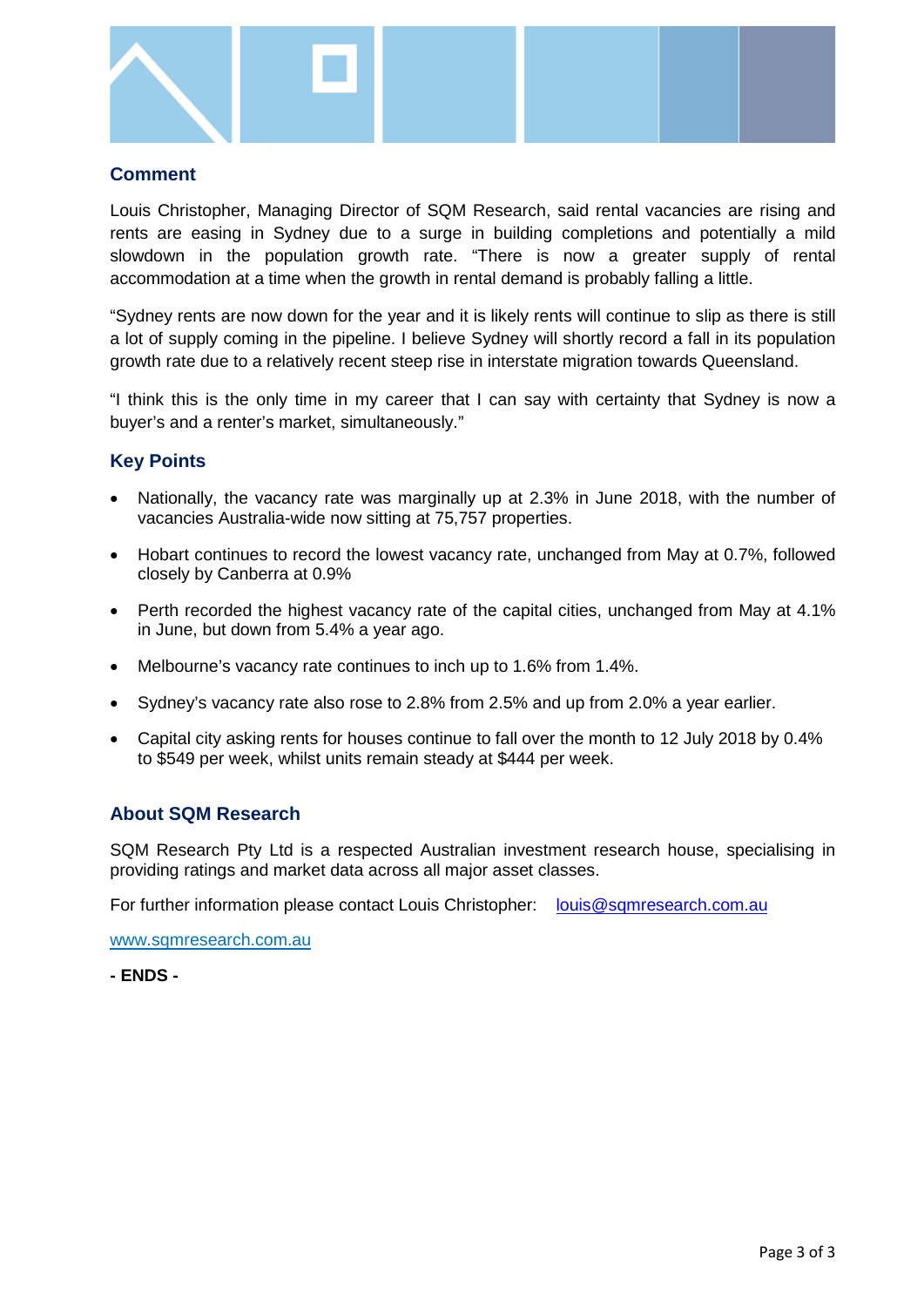## Comment

Louis Christopher, Managing Director of SQM Research, said rental vacancies are rising and rents are easing in Sydney due to a surge in building completions and potentially a mild slowdown in the population growth rate. "There is now a greater supply of rental accommodation at a time when the growth in rental demand is probably falling a little.

"Sydney rents are now down for the year and it is likely rents will continue to slip as there is still a lot of supply coming in the pipeline. I believe Sydney will shortly record a fall in its population growth rate due to a relatively recent steep rise in interstate migration towards Queensland.

"I think this is the only time in my career that I can say with certainty that Sydney is now a buyer's and a renter's market, simultaneously."

## Key Points

- Nationally, the vacancy rate was marginally up at 2.3% in June 2018, with the number of vacancies Australia-wide now sitting at 75,757 properties.
- Hobart continues to record the lowest vacancy rate, unchanged from May at 0.7%, followed closely by Canberra at 0.9%
- Perth recorded the highest vacancy rate of the capital cities, unchanged from May at 4.1% in June, but down from 5.4% a year ago.
- Melbourne's vacancy rate continues to inch up to 1.6% from 1.4%.
- Sydney's vacancy rate also rose to 2.8% from 2.5% and up from 2.0% a year earlier.
- Capital city asking rents for houses continue to fall over the month to 12 July 2018 by 0.4% to $549 per week, whilst units remain steady at $444 per week.

## About SQM Research

SQM Research Pty Ltd is a respected Australian investment research house, specialising in providing ratings and market data across all major asset classes.

For further information please contact Louis Christopher: louis@sqmresearch.com.au

www.sqmresearch.com.au

**- ENDS -**